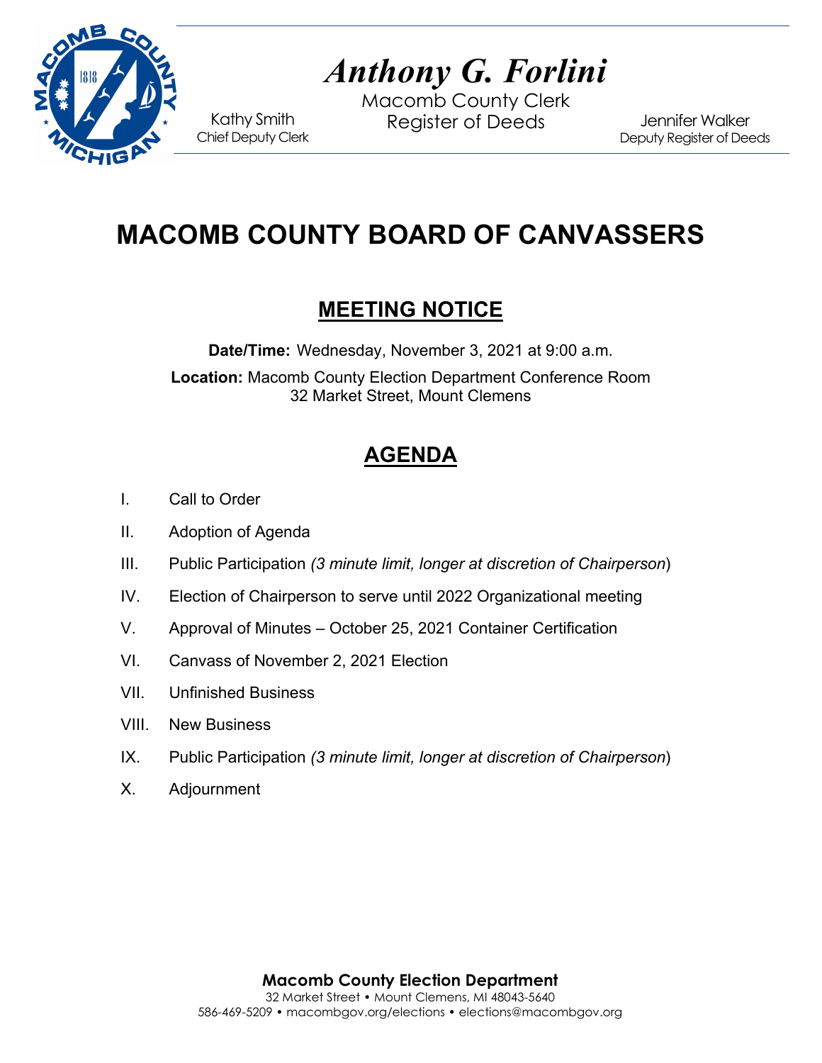*Anthony G. Forlini*
Macomb County Clerk
Register of Deeds

Kathy Smith
Chief Deputy Clerk

Jennifer Walker
Deputy Register of Deeds

# MACOMB COUNTY BOARD OF CANVASSERS

## MEETING NOTICE

**Date/Time:** Wednesday, November 3, 2021 at 9:00 a.m.

**Location:** Macomb County Election Department Conference Room
32 Market Street, Mount Clemens

## AGENDA

I. Call to Order

II. Adoption of Agenda

III. Public Participation *(3 minute limit, longer at discretion of Chairperson*)

IV. Election of Chairperson to serve until 2022 Organizational meeting

V. Approval of Minutes – October 25, 2021 Container Certification

VI. Canvass of November 2, 2021 Election

VII. Unfinished Business

VIII. New Business

IX. Public Participation *(3 minute limit, longer at discretion of Chairperson*)

X. Adjournment

**Macomb County Election Department**
32 Market Street • Mount Clemens, MI 48043-5640
586-469-5209 • macombgov.org/elections • elections@macombgov.org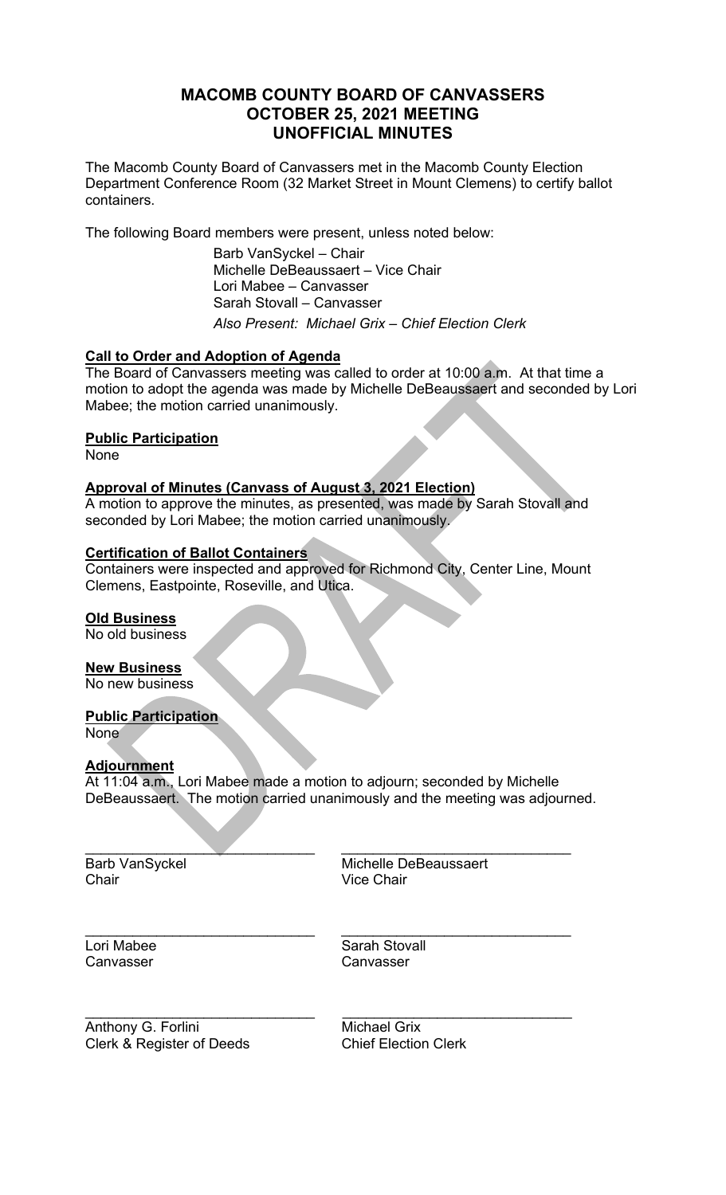# MACOMB COUNTY BOARD OF CANVASSERS
# OCTOBER 25, 2021 MEETING
# UNOFFICIAL MINUTES

The Macomb County Board of Canvassers met in the Macomb County Election Department Conference Room (32 Market Street in Mount Clemens) to certify ballot containers.

The following Board members were present, unless noted below:

Barb VanSyckel – Chair
Michelle DeBeaussaert – Vice Chair
Lori Mabee – Canvasser
Sarah Stovall – Canvasser
*Also Present: Michael Grix – Chief Election Clerk*

**Call to Order and Adoption of Agenda**

The Board of Canvassers meeting was called to order at 10:00 a.m. At that time a motion to adopt the agenda was made by Michelle DeBeaussaert and seconded by Lori Mabee; the motion carried unanimously.

**Public Participation**

None

**Approval of Minutes (Canvass of August 3, 2021 Election)**

A motion to approve the minutes, as presented, was made by Sarah Stovall and seconded by Lori Mabee; the motion carried unanimously.

**Certification of Ballot Containers**

Containers were inspected and approved for Richmond City, Center Line, Mount Clemens, Eastpointe, Roseville, and Utica.

**Old Business**

No old business

**New Business**

No new business

**Public Participation**

None

**Adjournment**

At 11:04 a.m., Lori Mabee made a motion to adjourn; seconded by Michelle DeBeaussaert. The motion carried unanimously and the meeting was adjourned.

| | |
|---|---|
| \_\_\_\_\_\_\_\_\_\_\_\_\_\_\_\_\_\_\_\_\_\_\_\_\_\_\_\_ | \_\_\_\_\_\_\_\_\_\_\_\_\_\_\_\_\_\_\_\_\_\_\_\_\_\_\_\_ |
| Barb VanSyckel<br>Chair | Michelle DeBeaussaert<br>Vice Chair |
| \_\_\_\_\_\_\_\_\_\_\_\_\_\_\_\_\_\_\_\_\_\_\_\_\_\_\_\_ | \_\_\_\_\_\_\_\_\_\_\_\_\_\_\_\_\_\_\_\_\_\_\_\_\_\_\_\_ |
| Lori Mabee<br>Canvasser | Sarah Stovall<br>Canvasser |
| \_\_\_\_\_\_\_\_\_\_\_\_\_\_\_\_\_\_\_\_\_\_\_\_\_\_\_\_ | \_\_\_\_\_\_\_\_\_\_\_\_\_\_\_\_\_\_\_\_\_\_\_\_\_\_\_\_ |
| Anthony G. Forlini<br>Clerk & Register of Deeds | Michael Grix<br>Chief Election Clerk |

DRAFT